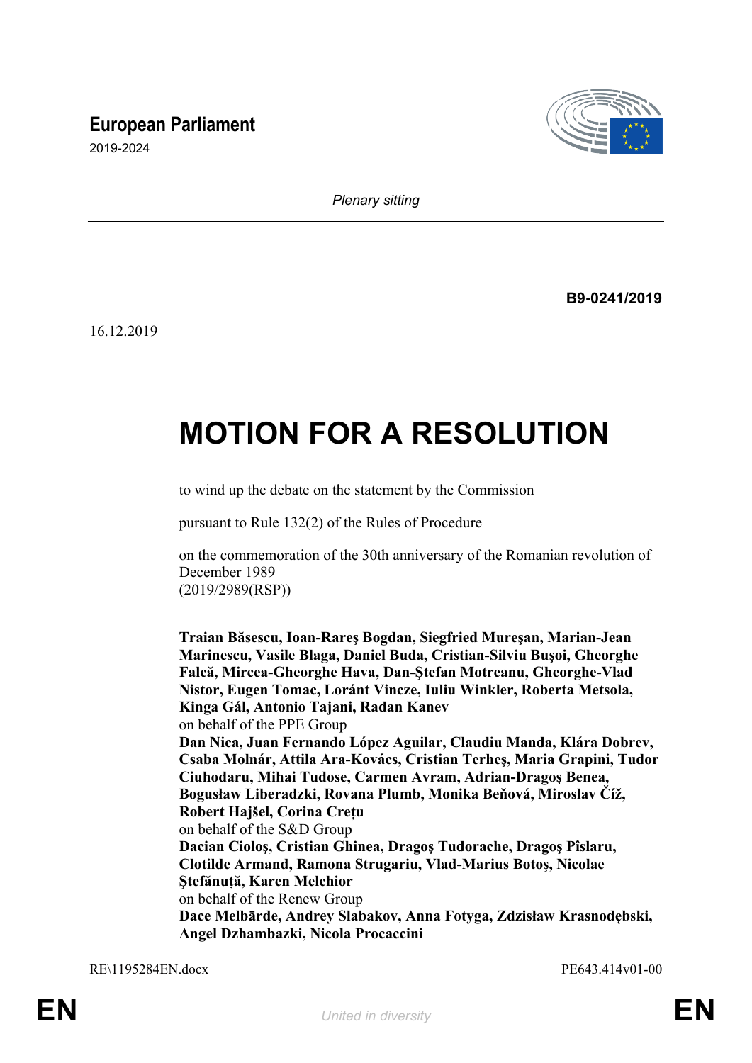**European Parliament**

2019-2024

*Plenary sitting*

**B9-0241/2019**

16.12.2019

# MOTION FOR A RESOLUTION

to wind up the debate on the statement by the Commission

pursuant to Rule 132(2) of the Rules of Procedure

on the commemoration of the 30th anniversary of the Romanian revolution of December 1989
(2019/2989(RSP))

**Traian Băsescu, Ioan-Rareş Bogdan, Siegfried Mureşan, Marian-Jean Marinescu, Vasile Blaga, Daniel Buda, Cristian-Silviu Buşoi, Gheorghe Falcă, Mircea-Gheorghe Hava, Dan-Ştefan Motreanu, Gheorghe-Vlad Nistor, Eugen Tomac, Loránt Vincze, Iuliu Winkler, Roberta Metsola, Kinga Gál, Antonio Tajani, Radan Kanev**
on behalf of the PPE Group
**Dan Nica, Juan Fernando López Aguilar, Claudiu Manda, Klára Dobrev, Csaba Molnár, Attila Ara-Kovács, Cristian Terheş, Maria Grapini, Tudor Ciuhodaru, Mihai Tudose, Carmen Avram, Adrian-Dragoş Benea, Bogusław Liberadzki, Rovana Plumb, Monika Beňová, Miroslav Číž, Robert Hajšel, Corina Crețu**
on behalf of the S&D Group
**Dacian Cioloş, Cristian Ghinea, Dragoş Tudorache, Dragoş Pîslaru, Clotilde Armand, Ramona Strugariu, Vlad-Marius Botoş, Nicolae Ştefănuță, Karen Melchior**
on behalf of the Renew Group
**Dace Melbārde, Andrey Slabakov, Anna Fotyga, Zdzisław Krasnodębski, Angel Dzhambazki, Nicola Procaccini**

RE\1195284EN.docx PE643.414v01-00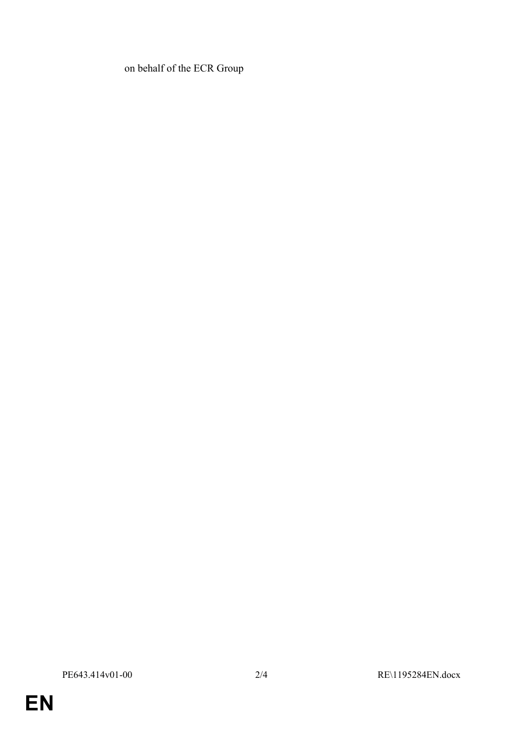on behalf of the ECR Group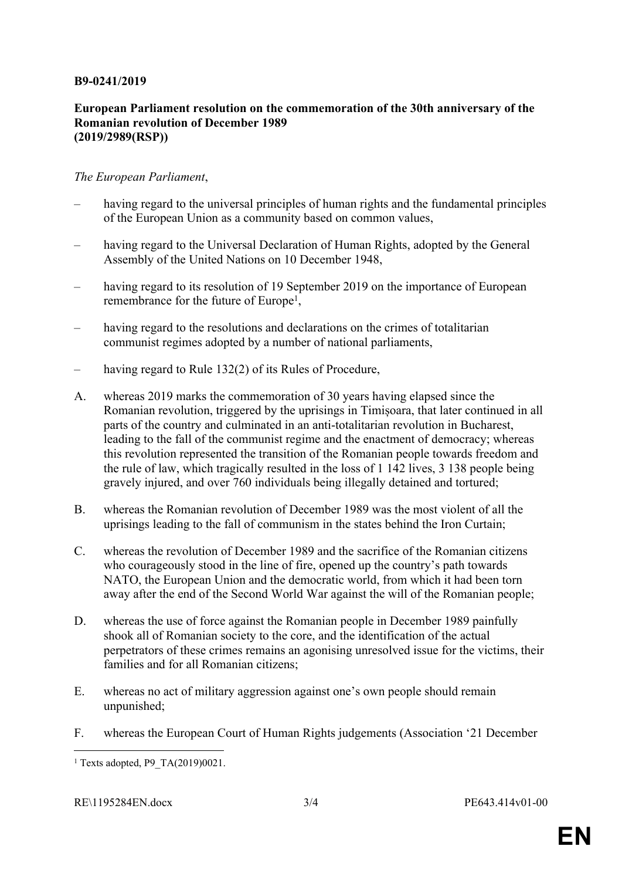**B9-0241/2019**

**European Parliament resolution on the commemoration of the 30th anniversary of the Romanian revolution of December 1989**
**(2019/2989(RSP))**

*The European Parliament*,

– having regard to the universal principles of human rights and the fundamental principles of the European Union as a community based on common values,

– having regard to the Universal Declaration of Human Rights, adopted by the General Assembly of the United Nations on 10 December 1948,

– having regard to its resolution of 19 September 2019 on the importance of European remembrance for the future of Europe[1],

– having regard to the resolutions and declarations on the crimes of totalitarian communist regimes adopted by a number of national parliaments,

– having regard to Rule 132(2) of its Rules of Procedure,

A. whereas 2019 marks the commemoration of 30 years having elapsed since the Romanian revolution, triggered by the uprisings in Timișoara, that later continued in all parts of the country and culminated in an anti-totalitarian revolution in Bucharest, leading to the fall of the communist regime and the enactment of democracy; whereas this revolution represented the transition of the Romanian people towards freedom and the rule of law, which tragically resulted in the loss of 1 142 lives, 3 138 people being gravely injured, and over 760 individuals being illegally detained and tortured;

B. whereas the Romanian revolution of December 1989 was the most violent of all the uprisings leading to the fall of communism in the states behind the Iron Curtain;

C. whereas the revolution of December 1989 and the sacrifice of the Romanian citizens who courageously stood in the line of fire, opened up the country's path towards NATO, the European Union and the democratic world, from which it had been torn away after the end of the Second World War against the will of the Romanian people;

D. whereas the use of force against the Romanian people in December 1989 painfully shook all of Romanian society to the core, and the identification of the actual perpetrators of these crimes remains an agonising unresolved issue for the victims, their families and for all Romanian citizens;

E. whereas no act of military aggression against one's own people should remain unpunished;

F. whereas the European Court of Human Rights judgements (Association '21 December

[1] Texts adopted, P9_TA(2019)0021.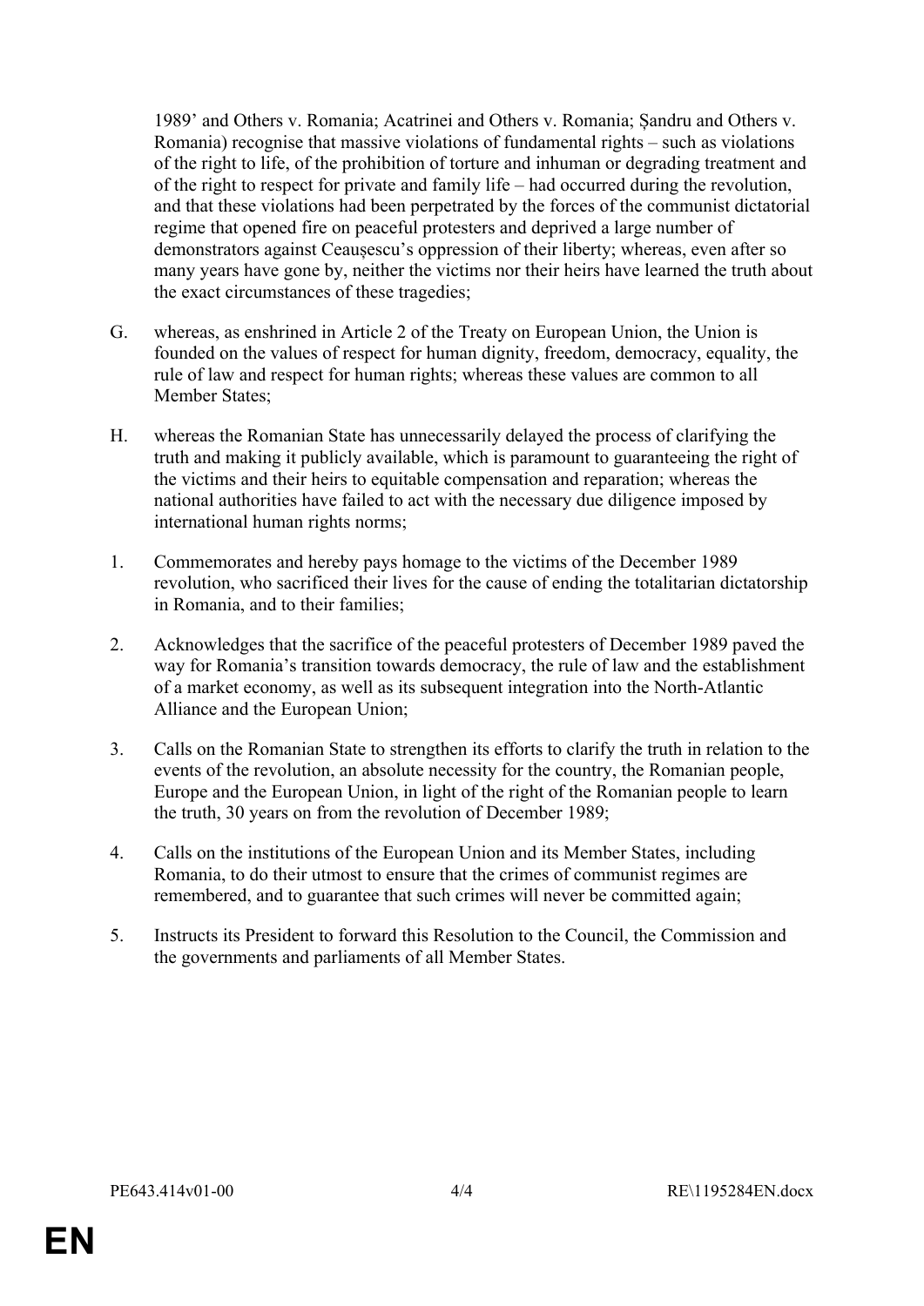1989’ and Others v. Romania; Acatrinei and Others v. Romania; Șandru and Others v. Romania) recognise that massive violations of fundamental rights – such as violations of the right to life, of the prohibition of torture and inhuman or degrading treatment and of the right to respect for private and family life – had occurred during the revolution, and that these violations had been perpetrated by the forces of the communist dictatorial regime that opened fire on peaceful protesters and deprived a large number of demonstrators against Ceaușescu’s oppression of their liberty; whereas, even after so many years have gone by, neither the victims nor their heirs have learned the truth about the exact circumstances of these tragedies;

G. whereas, as enshrined in Article 2 of the Treaty on European Union, the Union is founded on the values of respect for human dignity, freedom, democracy, equality, the rule of law and respect for human rights; whereas these values are common to all Member States;

H. whereas the Romanian State has unnecessarily delayed the process of clarifying the truth and making it publicly available, which is paramount to guaranteeing the right of the victims and their heirs to equitable compensation and reparation; whereas the national authorities have failed to act with the necessary due diligence imposed by international human rights norms;

1. Commemorates and hereby pays homage to the victims of the December 1989 revolution, who sacrificed their lives for the cause of ending the totalitarian dictatorship in Romania, and to their families;

2. Acknowledges that the sacrifice of the peaceful protesters of December 1989 paved the way for Romania’s transition towards democracy, the rule of law and the establishment of a market economy, as well as its subsequent integration into the North-Atlantic Alliance and the European Union;

3. Calls on the Romanian State to strengthen its efforts to clarify the truth in relation to the events of the revolution, an absolute necessity for the country, the Romanian people, Europe and the European Union, in light of the right of the Romanian people to learn the truth, 30 years on from the revolution of December 1989;

4. Calls on the institutions of the European Union and its Member States, including Romania, to do their utmost to ensure that the crimes of communist regimes are remembered, and to guarantee that such crimes will never be committed again;

5. Instructs its President to forward this Resolution to the Council, the Commission and the governments and parliaments of all Member States.